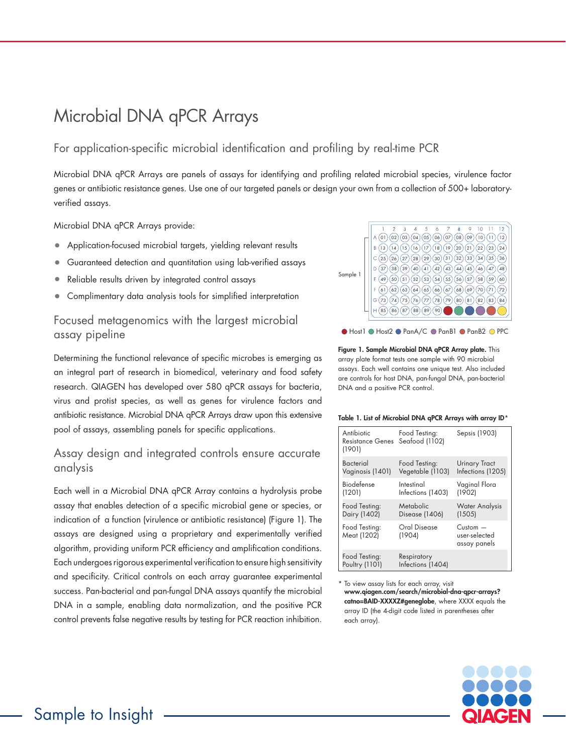# Microbial DNA qPCR Arrays

## For application-specific microbial identification and profiling by real-time PCR

Microbial DNA qPCR Arrays are panels of assays for identifying and profiling related microbial species, virulence factor genes or antibiotic resistance genes. Use one of our targeted panels or design your own from a collection of 500+ laboratory-verified assays.

Microbial DNA qPCR Arrays provide:

- Application-focused microbial targets, yielding relevant results
- Guaranteed detection and quantitation using lab-verified assays
- Reliable results driven by integrated control assays
- Complimentary data analysis tools for simplified interpretation

## Focused metagenomics with the largest microbial assay pipeline

Determining the functional relevance of specific microbes is emerging as an integral part of research in biomedical, veterinary and food safety research. QIAGEN has developed over 580 qPCR assays for bacteria, virus and protist species, as well as genes for virulence factors and antibiotic resistance. Microbial DNA qPCR Arrays draw upon this extensive pool of assays, assembling panels for specific applications.

## Assay design and integrated controls ensure accurate analysis

Each well in a Microbial DNA qPCR Array contains a hydrolysis probe assay that enables detection of a specific microbial gene or species, or indication of a function (virulence or antibiotic resistance) (Figure 1). The assays are designed using a proprietary and experimentally verified algorithm, providing uniform PCR efficiency and amplification conditions. Each undergoes rigorous experimental verification to ensure high sensitivity and specificity. Critical controls on each array guarantee experimental success. Pan-bacterial and pan-fungal DNA assays quantify the microbial DNA in a sample, enabling data normalization, and the positive PCR control prevents false negative results by testing for PCR reaction inhibition.

Sample 1

● Host1 ● Host2 ● PanA/C ● PanB1 ● PanB2 ● PPC

**Figure 1. Sample Microbial DNA qPCR Array plate.** This array plate format tests one sample with 90 microbial assays. Each well contains one unique test. Also included are controls for host DNA, pan-fungal DNA, pan-bacterial DNA and a positive PCR control.

**Table 1. List of Microbial DNA qPCR Arrays with array ID***

| | | |
|---|---|---|
| Antibiotic Resistance Genes (1901) | Food Testing: Seafood (1102) | Sepsis (1903) |
| Bacterial Vaginosis (1401) | Food Testing: Vegetable (1103) | Urinary Tract Infections (1205) |
| Biodefense (1201) | Intestinal Infections (1403) | Vaginal Flora (1902) |
| Food Testing: Dairy (1402) | Metabolic Disease (1406) | Water Analysis (1505) |
| Food Testing: Meat (1202) | Oral Disease (1904) | Custom — user-selected assay panels |
| Food Testing: Poultry (1101) | Respiratory Infections (1404) | |

* To view assay lists for each array, visit **www.qiagen.com/search/microbial-dna-qpcr-arrays?catno=BAID-XXXXZ#geneglobe**, where XXXX equals the array ID (the 4-digit code listed in parentheses after each array).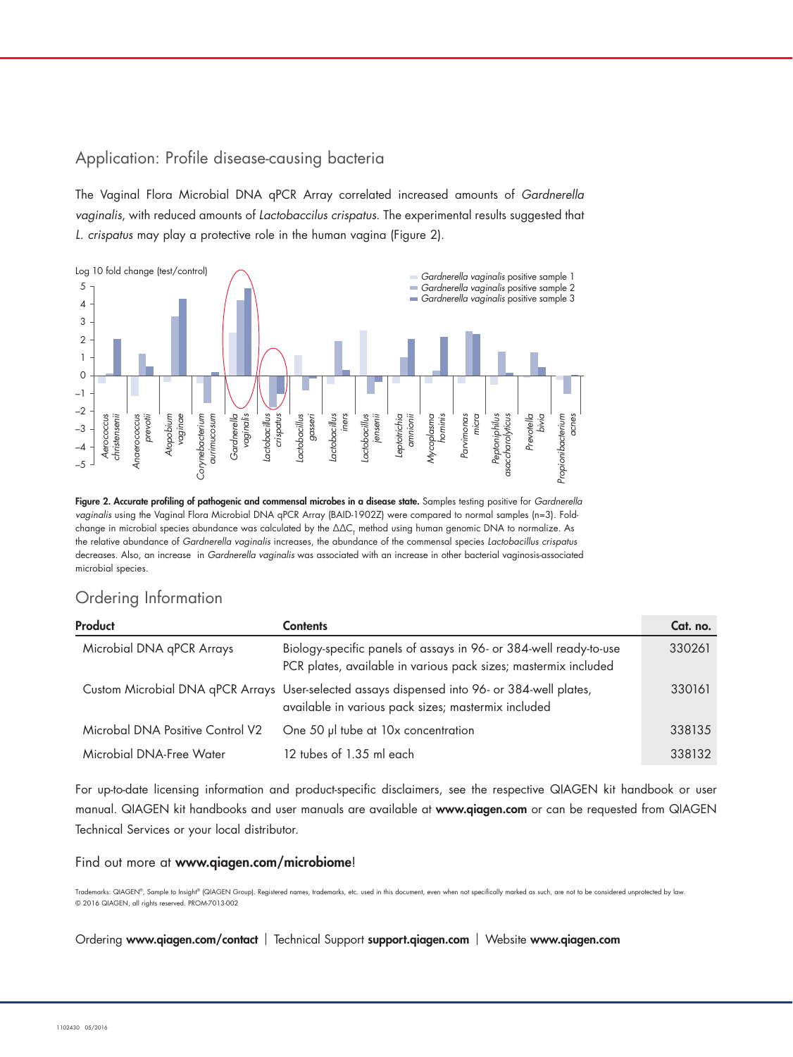## Application: Profile disease-causing bacteria

The Vaginal Flora Microbial DNA qPCR Array correlated increased amounts of *Gardnerella vaginalis*, with reduced amounts of *Lactobaccilus crispatus*. The experimental results suggested that *L. crispatus* may play a protective role in the human vagina (Figure 2).

Log 10 fold change (test/control)

5
4
3
2
1
0
−1
−2
−3
−4
−5

*Gardnerella vaginalis* positive sample 1
*Gardnerella vaginalis* positive sample 2
*Gardnerella vaginalis* positive sample 3

*Aerococcus christensenii*, *Anaerococcus prevotii*, *Atopobium vaginae*, *Corynebacterium aurimucosum*, *Gardnerella vaginalis*, *Lactobacillus crispatus*, *Lactobacillus gasseri*, *Lactobacillus iners*, *Lactobacillus jensenii*, *Leptotrichia amnionii*, *Mycoplasma hominis*, *Parvimonas micra*, *Peptoniphilus asaccharolyticus*, *Prevotella bivia*, *Propionibacterium acnes*

**Figure 2. Accurate profiling of pathogenic and commensal microbes in a disease state.** Samples testing positive for *Gardnerella vaginalis* using the Vaginal Flora Microbial DNA qPCR Array (BAID-1902Z) were compared to normal samples (n=3). Fold-change in microbial species abundance was calculated by the $\Delta\Delta C_t$ method using human genomic DNA to normalize. As the relative abundance of *Gardnerella vaginalis* increases, the abundance of the commensal species *Lactobacillus crispatus* decreases. Also, an increase in *Gardnerella vaginalis* was associated with an increase in other bacterial vaginosis-associated microbial species.

## Ordering Information

| Product | Contents | Cat. no. |
|---|---|---|
| Microbial DNA qPCR Arrays | Biology-specific panels of assays in 96- or 384-well ready-to-use PCR plates, available in various pack sizes; mastermix included | 330261 |
| Custom Microbial DNA qPCR Arrays | User-selected assays dispensed into 96- or 384-well plates, available in various pack sizes; mastermix included | 330161 |
| Microbal DNA Positive Control V2 | One 50 µl tube at 10x concentration | 338135 |
| Microbial DNA-Free Water | 12 tubes of 1.35 ml each | 338132 |

For up-to-date licensing information and product-specific disclaimers, see the respective QIAGEN kit handbook or user manual. QIAGEN kit handbooks and user manuals are available at **www.qiagen.com** or can be requested from QIAGEN Technical Services or your local distributor.

Find out more at **www.qiagen.com/microbiome**!

Trademarks: QIAGEN®, Sample to Insight® (QIAGEN Group). Registered names, trademarks, etc. used in this document, even when not specifically marked as such, are not to be considered unprotected by law.
© 2016 QIAGEN, all rights reserved. PROM-7013-002

Ordering **www.qiagen.com/contact** | Technical Support **support.qiagen.com** | Website **www.qiagen.com**

1102430 05/2016